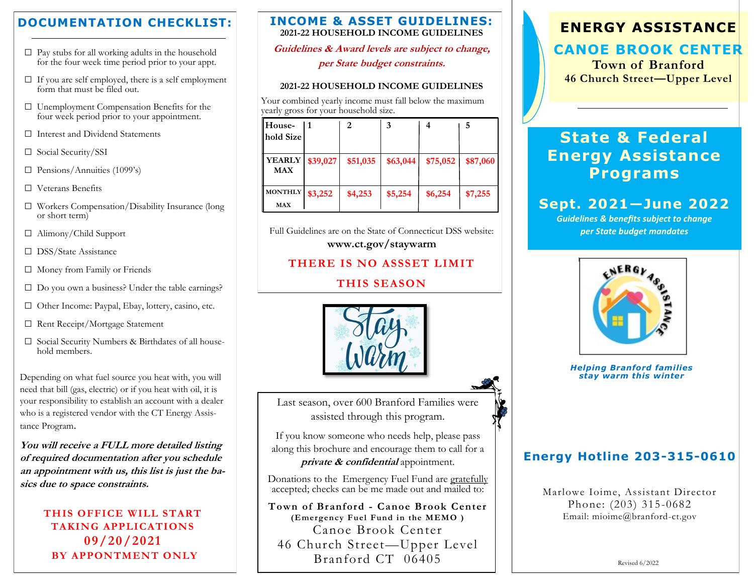## DOCUMENTATION CHECKLIST:

- ☐ Pay stubs for all working adults in the household for the four week time period prior to your appt.
- ☐ If you are self employed, there is a self employment form that must be filed out.
- ☐ Unemployment Compensation Benefits for the four week period prior to your appointment.
- ☐ Interest and Dividend Statements
- ☐ Social Security/SSI
- ☐ Pensions/Annuities (1099's)
- ☐ Veterans Benefits
- ☐ Workers Compensation/Disability Insurance (long or short term)
- ☐ Alimony/Child Support
- ☐ DSS/State Assistance
- ☐ Money from Family or Friends
- ☐ Do you own a business? Under the table earnings?
- ☐ Other Income: Paypal, Ebay, lottery, casino, etc.
- ☐ Rent Receipt/Mortgage Statement
- ☐ Social Security Numbers & Birthdates of all household members.

Depending on what fuel source you heat with, you will need that bill (gas, electric) or if you heat with oil, it is your responsibility to establish an account with a dealer who is a registered vendor with the CT Energy Assistance Program.

***You will receive a FULL more detailed listing of required documentation after you schedule an appointment with us, this list is just the basics due to space constraints.***

**THIS OFFICE WILL START TAKING APPLICATIONS 09/20/2021 BY APPONTMENT ONLY**

## INCOME & ASSET GUIDELINES:

**2021-22 HOUSEHOLD INCOME GUIDELINES**

***Guidelines & Award levels are subject to change, per State budget constraints.***

**2021-22 HOUSEHOLD INCOME GUIDELINES**

Your combined yearly income must fall below the maximum yearly gross for your household size.

| Household Size | 1 | 2 | 3 | 4 | 5 |
|---|---|---|---|---|---|
| YEARLY MAX | $39,027 | $51,035 | $63,044 | $75,052 | $87,060 |
| MONTHLY MAX | $3,252 | $4,253 | $5,254 | $6,254 | $7,255 |

Full Guidelines are on the State of Connecticut DSS website:
**www.ct.gov/staywarm**

**THERE IS NO ASSSET LIMIT THIS SEASON**

Last season, over 600 Branford Families were assisted through this program.

If you know someone who needs help, please pass along this brochure and encourage them to call for a ***private & confidential*** appointment.

Donations to the Emergency Fuel Fund are gratefully accepted; checks can be me made out and mailed to:

**Town of Branford - Canoe Brook Center**
**(Emergency Fuel Fund in the MEMO )**
Canoe Brook Center
46 Church Street—Upper Level
Branford CT 06405

# ENERGY ASSISTANCE

## CANOE BROOK CENTER

**Town of Branford**
**46 Church Street—Upper Level**

## State & Federal Energy Assistance Programs

## Sept. 2021—June 2022

*Guidelines & benefits subject to change per State budget mandates*

*Helping Branford families stay warm this winter*

### Energy Hotline 203-315-0610

Marlowe Ioime, Assistant Director
Phone: (203) 315-0682
Email: mioime@branford-ct.gov

Revised 6/2022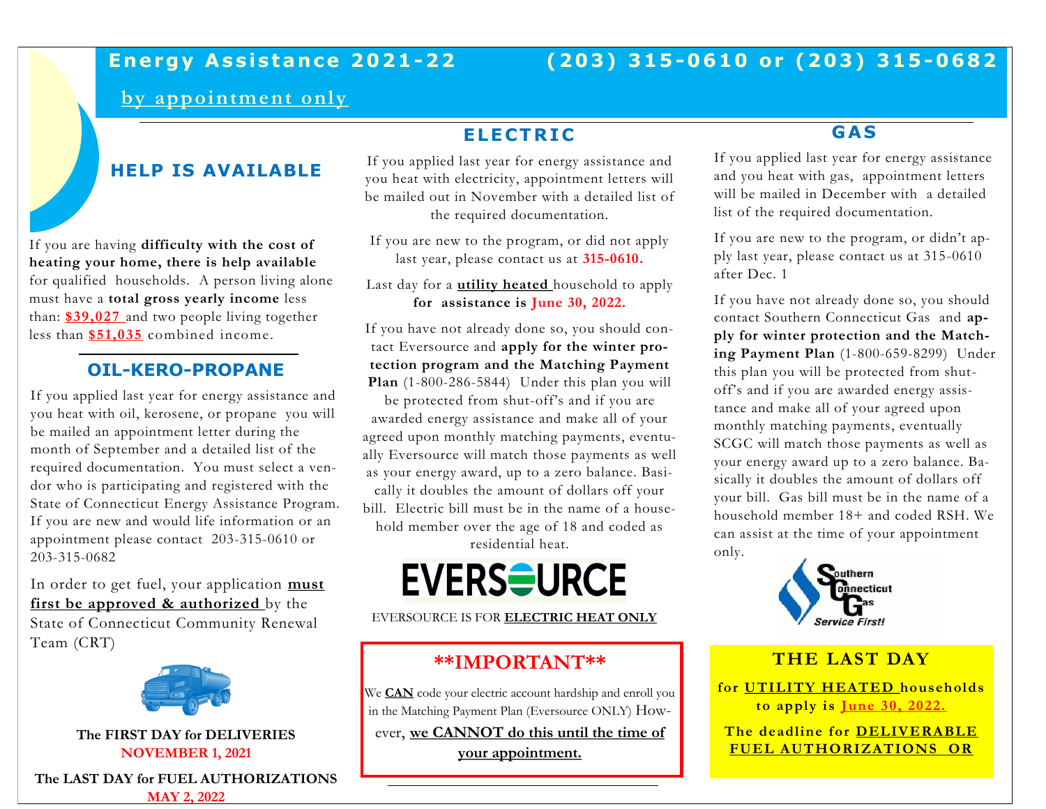# Energy Assistance 2021-22 (203) 315-0610 or (203) 315-0682

by appointment only

## HELP IS AVAILABLE

If you are having **difficulty with the cost of heating your home, there is help available** for qualified households. A person living alone must have a **total gross yearly income** less than: **$39,027** and two people living together less than **$51,035** combined income.

## OIL-KERO-PROPANE

If you applied last year for energy assistance and you heat with oil, kerosene, or propane you will be mailed an appointment letter during the month of September and a detailed list of the required documentation. You must select a vendor who is participating and registered with the State of Connecticut Energy Assistance Program. If you are new and would life information or an appointment please contact 203-315-0610 or 203-315-0682

In order to get fuel, your application **must first be approved & authorized** by the State of Connecticut Community Renewal Team (CRT)

**The FIRST DAY for DELIVERIES**
**NOVEMBER 1, 2021**

**The LAST DAY for FUEL AUTHORIZATIONS**
**MAY 2, 2022**

## ELECTRIC

If you applied last year for energy assistance and you heat with electricity, appointment letters will be mailed out in November with a detailed list of the required documentation.

If you are new to the program, or did not apply last year, please contact us at **315-0610.**

Last day for a **utility heated** household to apply **for assistance is June 30, 2022.**

If you have not already done so, you should contact Eversource and **apply for the winter protection program and the Matching Payment Plan** (1-800-286-5844) Under this plan you will be protected from shut-off's and if you are awarded energy assistance and make all of your agreed upon monthly matching payments, eventually Eversource will match those payments as well as your energy award, up to a zero balance. Basically it doubles the amount of dollars off your bill. Electric bill must be in the name of a household member over the age of 18 and coded as residential heat.

EVERSOURCE

EVERSOURCE IS FOR **ELECTRIC HEAT ONLY**

**\*\*IMPORTANT\*\***

We **CAN** code your electric account hardship and enroll you in the Matching Payment Plan (Eversource ONLY) However, **we CANNOT do this until the time of your appointment.**

## GAS

If you applied last year for energy assistance and you heat with gas, appointment letters will be mailed in December with a detailed list of the required documentation.

If you are new to the program, or didn't apply last year, please contact us at 315-0610 after Dec. 1

If you have not already done so, you should contact Southern Connecticut Gas and **apply for winter protection and the Matching Payment Plan** (1-800-659-8299) Under this plan you will be protected from shut-off's and if you are awarded energy assistance and make all of your agreed upon monthly matching payments, eventually SCGC will match those payments as well as your energy award up to a zero balance. Basically it doubles the amount of dollars off your bill. Gas bill must be in the name of a household member 18+ and coded RSH. We can assist at the time of your appointment only.

Southern Connecticut Gas
Service First!

**THE LAST DAY**

**for UTILITY HEATED households to apply is June 30, 2022.**

**The deadline for DELIVERABLE FUEL AUTHORIZATIONS OR**